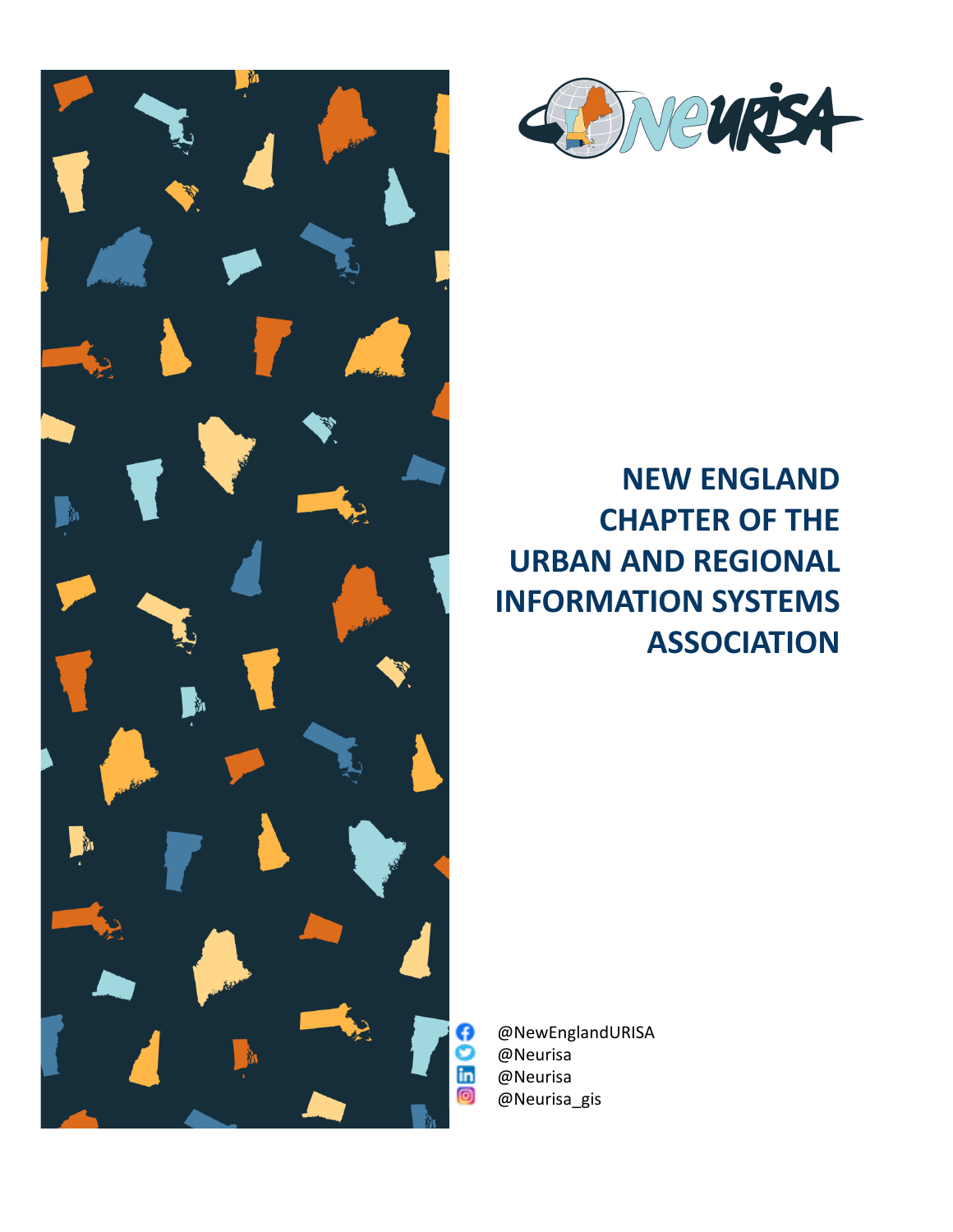# NEW ENGLAND CHAPTER OF THE URBAN AND REGIONAL INFORMATION SYSTEMS ASSOCIATION

@NewEnglandURISA
@Neurisa
@Neurisa
@Neurisa_gis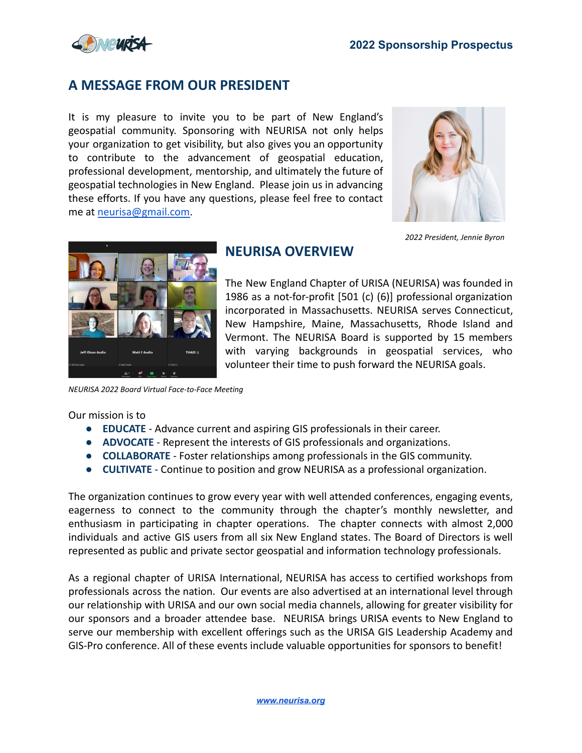## A MESSAGE FROM OUR PRESIDENT

It is my pleasure to invite you to be part of New England's geospatial community. Sponsoring with NEURISA not only helps your organization to get visibility, but also gives you an opportunity to contribute to the advancement of geospatial education, professional development, mentorship, and ultimately the future of geospatial technologies in New England. Please join us in advancing these efforts. If you have any questions, please feel free to contact me at neurisa@gmail.com.

*2022 President, Jennie Byron*

## NEURISA OVERVIEW

The New England Chapter of URISA (NEURISA) was founded in 1986 as a not-for-profit [501 (c) (6)] professional organization incorporated in Massachusetts. NEURISA serves Connecticut, New Hampshire, Maine, Massachusetts, Rhode Island and Vermont. The NEURISA Board is supported by 15 members with varying backgrounds in geospatial services, who volunteer their time to push forward the NEURISA goals.

*NEURISA 2022 Board Virtual Face-to-Face Meeting*

Our mission is to

- **EDUCATE** - Advance current and aspiring GIS professionals in their career.
- **ADVOCATE** - Represent the interests of GIS professionals and organizations.
- **COLLABORATE** - Foster relationships among professionals in the GIS community.
- **CULTIVATE** - Continue to position and grow NEURISA as a professional organization.

The organization continues to grow every year with well attended conferences, engaging events, eagerness to connect to the community through the chapter's monthly newsletter, and enthusiasm in participating in chapter operations. The chapter connects with almost 2,000 individuals and active GIS users from all six New England states. The Board of Directors is well represented as public and private sector geospatial and information technology professionals.

As a regional chapter of URISA International, NEURISA has access to certified workshops from professionals across the nation. Our events are also advertised at an international level through our relationship with URISA and our own social media channels, allowing for greater visibility for our sponsors and a broader attendee base. NEURISA brings URISA events to New England to serve our membership with excellent offerings such as the URISA GIS Leadership Academy and GIS-Pro conference. All of these events include valuable opportunities for sponsors to benefit!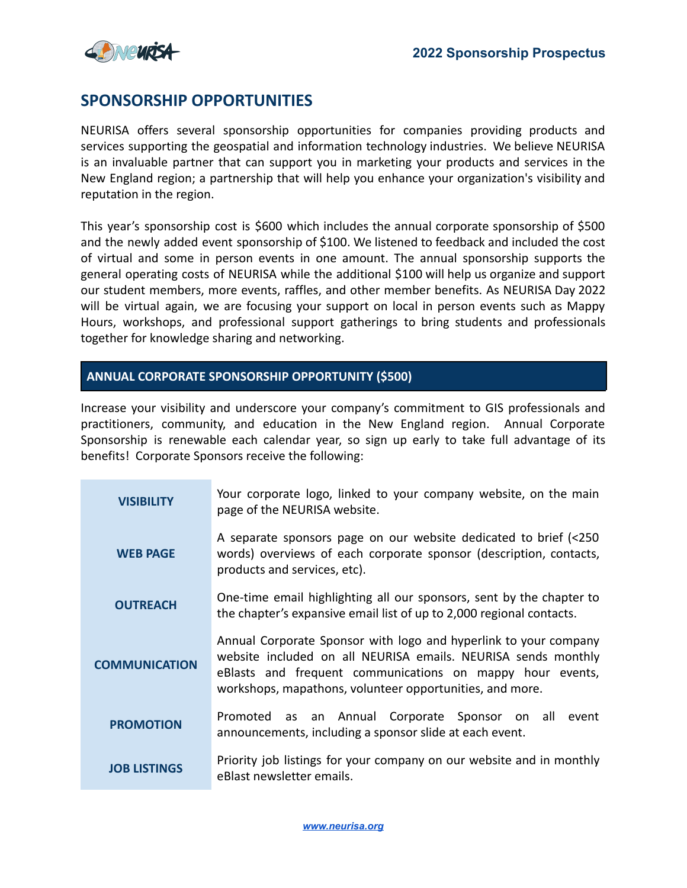## SPONSORSHIP OPPORTUNITIES

NEURISA offers several sponsorship opportunities for companies providing products and services supporting the geospatial and information technology industries. We believe NEURISA is an invaluable partner that can support you in marketing your products and services in the New England region; a partnership that will help you enhance your organization's visibility and reputation in the region.

This year's sponsorship cost is $600 which includes the annual corporate sponsorship of $500 and the newly added event sponsorship of $100. We listened to feedback and included the cost of virtual and some in person events in one amount. The annual sponsorship supports the general operating costs of NEURISA while the additional $100 will help us organize and support our student members, more events, raffles, and other member benefits. As NEURISA Day 2022 will be virtual again, we are focusing your support on local in person events such as Mappy Hours, workshops, and professional support gatherings to bring students and professionals together for knowledge sharing and networking.

### ANNUAL CORPORATE SPONSORSHIP OPPORTUNITY ($500)

Increase your visibility and underscore your company's commitment to GIS professionals and practitioners, community, and education in the New England region. Annual Corporate Sponsorship is renewable each calendar year, so sign up early to take full advantage of its benefits! Corporate Sponsors receive the following:

| | |
|---|---|
| **VISIBILITY** | Your corporate logo, linked to your company website, on the main page of the NEURISA website. |
| **WEB PAGE** | A separate sponsors page on our website dedicated to brief (<250 words) overviews of each corporate sponsor (description, contacts, products and services, etc). |
| **OUTREACH** | One-time email highlighting all our sponsors, sent by the chapter to the chapter's expansive email list of up to 2,000 regional contacts. |
| **COMMUNICATION** | Annual Corporate Sponsor with logo and hyperlink to your company website included on all NEURISA emails. NEURISA sends monthly eBlasts and frequent communications on mappy hour events, workshops, mapathons, volunteer opportunities, and more. |
| **PROMOTION** | Promoted as an Annual Corporate Sponsor on all event announcements, including a sponsor slide at each event. |
| **JOB LISTINGS** | Priority job listings for your company on our website and in monthly eBlast newsletter emails. |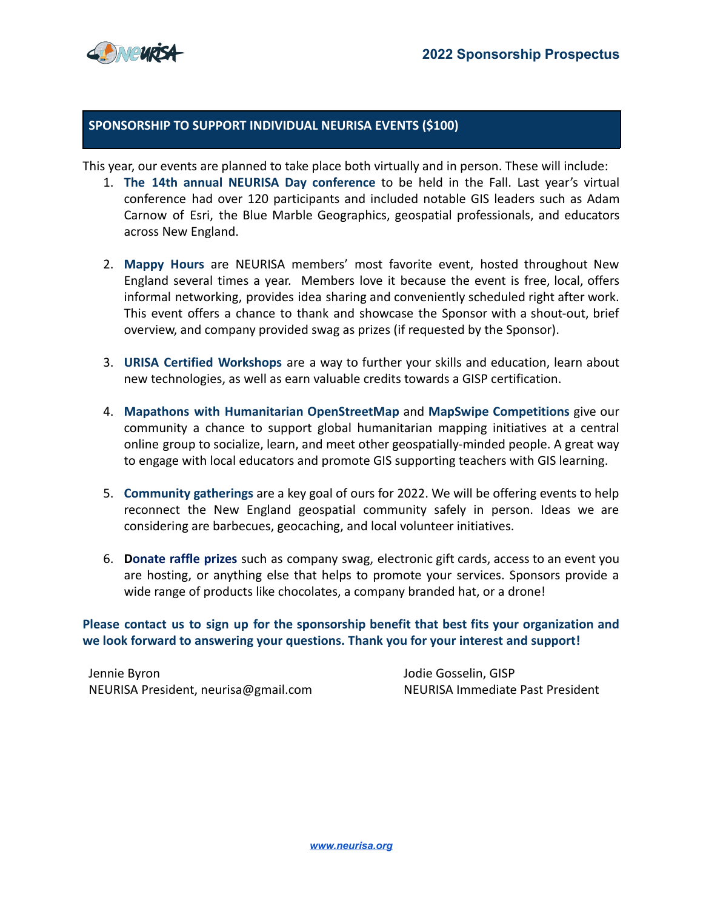## SPONSORSHIP TO SUPPORT INDIVIDUAL NEURISA EVENTS ($100)

This year, our events are planned to take place both virtually and in person. These will include:

1. **The 14th annual NEURISA Day conference** to be held in the Fall. Last year's virtual conference had over 120 participants and included notable GIS leaders such as Adam Carnow of Esri, the Blue Marble Geographics, geospatial professionals, and educators across New England.

2. **Mappy Hours** are NEURISA members' most favorite event, hosted throughout New England several times a year. Members love it because the event is free, local, offers informal networking, provides idea sharing and conveniently scheduled right after work. This event offers a chance to thank and showcase the Sponsor with a shout-out, brief overview, and company provided swag as prizes (if requested by the Sponsor).

3. **URISA Certified Workshops** are a way to further your skills and education, learn about new technologies, as well as earn valuable credits towards a GISP certification.

4. **Mapathons with Humanitarian OpenStreetMap** and **MapSwipe Competitions** give our community a chance to support global humanitarian mapping initiatives at a central online group to socialize, learn, and meet other geospatially-minded people. A great way to engage with local educators and promote GIS supporting teachers with GIS learning.

5. **Community gatherings** are a key goal of ours for 2022. We will be offering events to help reconnect the New England geospatial community safely in person. Ideas we are considering are barbecues, geocaching, and local volunteer initiatives.

6. **Donate raffle prizes** such as company swag, electronic gift cards, access to an event you are hosting, or anything else that helps to promote your services. Sponsors provide a wide range of products like chocolates, a company branded hat, or a drone!

**Please contact us to sign up for the sponsorship benefit that best fits your organization and we look forward to answering your questions. Thank you for your interest and support!**

Jennie Byron
NEURISA President, neurisa@gmail.com

Jodie Gosselin, GISP
NEURISA Immediate Past President

*www.neurisa.org*